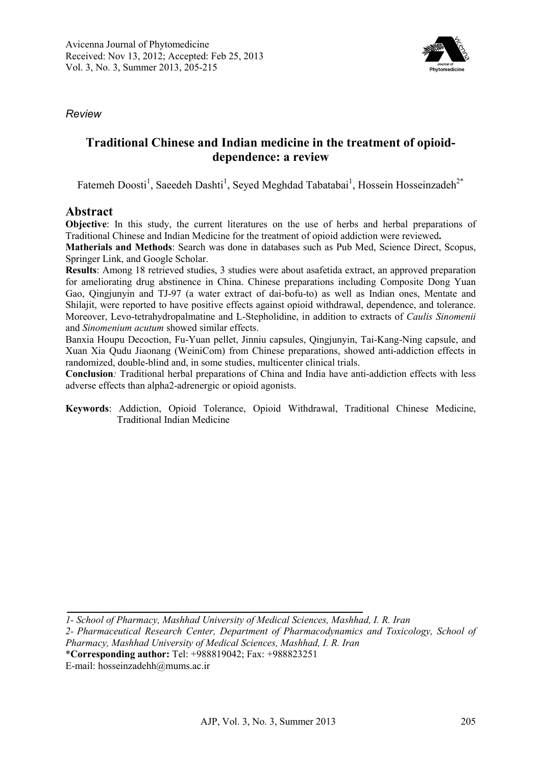Avicenna Journal of Phytomedicine
Received: Nov 13, 2012; Accepted: Feb 25, 2013
Vol. 3, No. 3, Summer 2013, 205-215

*Review*

# Traditional Chinese and Indian medicine in the treatment of opioid-dependence: a review

Fatemeh Doosti[1], Saeedeh Dashti[1], Seyed Meghdad Tabatabai[1], Hossein Hosseinzadeh[2*]

## Abstract

**Objective**: In this study, the current literatures on the use of herbs and herbal preparations of Traditional Chinese and Indian Medicine for the treatment of opioid addiction were reviewed**.**

**Matherials and Methods**: Search was done in databases such as Pub Med, Science Direct, Scopus, Springer Link, and Google Scholar.

**Results**: Among 18 retrieved studies, 3 studies were about asafetida extract, an approved preparation for ameliorating drug abstinence in China. Chinese preparations including Composite Dong Yuan Gao, Qingjunyin and TJ-97 (a water extract of dai-bofu-to) as well as Indian ones, Mentate and Shilajit, were reported to have positive effects against opioid withdrawal, dependence, and tolerance. Moreover, Levo-tetrahydropalmatine and L-Stepholidine, in addition to extracts of *Caulis Sinomenii* and *Sinomenium acutum* showed similar effects.

Banxia Houpu Decoction, Fu-Yuan pellet, Jinniu capsules, Qingjunyin, Tai-Kang-Ning capsule, and Xuan Xia Qudu Jiaonang (WeiniCom) from Chinese preparations, showed anti-addiction effects in randomized, double-blind and, in some studies, multicenter clinical trials.

**Conclusion***:* Traditional herbal preparations of China and India have anti-addiction effects with less adverse effects than alpha2-adrenergic or opioid agonists.

**Keywords**: Addiction, Opioid Tolerance, Opioid Withdrawal, Traditional Chinese Medicine, Traditional Indian Medicine

---

*1- School of Pharmacy, Mashhad University of Medical Sciences, Mashhad, I. R. Iran*

*2- Pharmaceutical Research Center, Department of Pharmacodynamics and Toxicology, School of Pharmacy, Mashhad University of Medical Sciences, Mashhad, I. R. Iran*

\***Corresponding author:** Tel: +988819042; Fax: +988823251

E-mail: hosseinzadehh@mums.ac.ir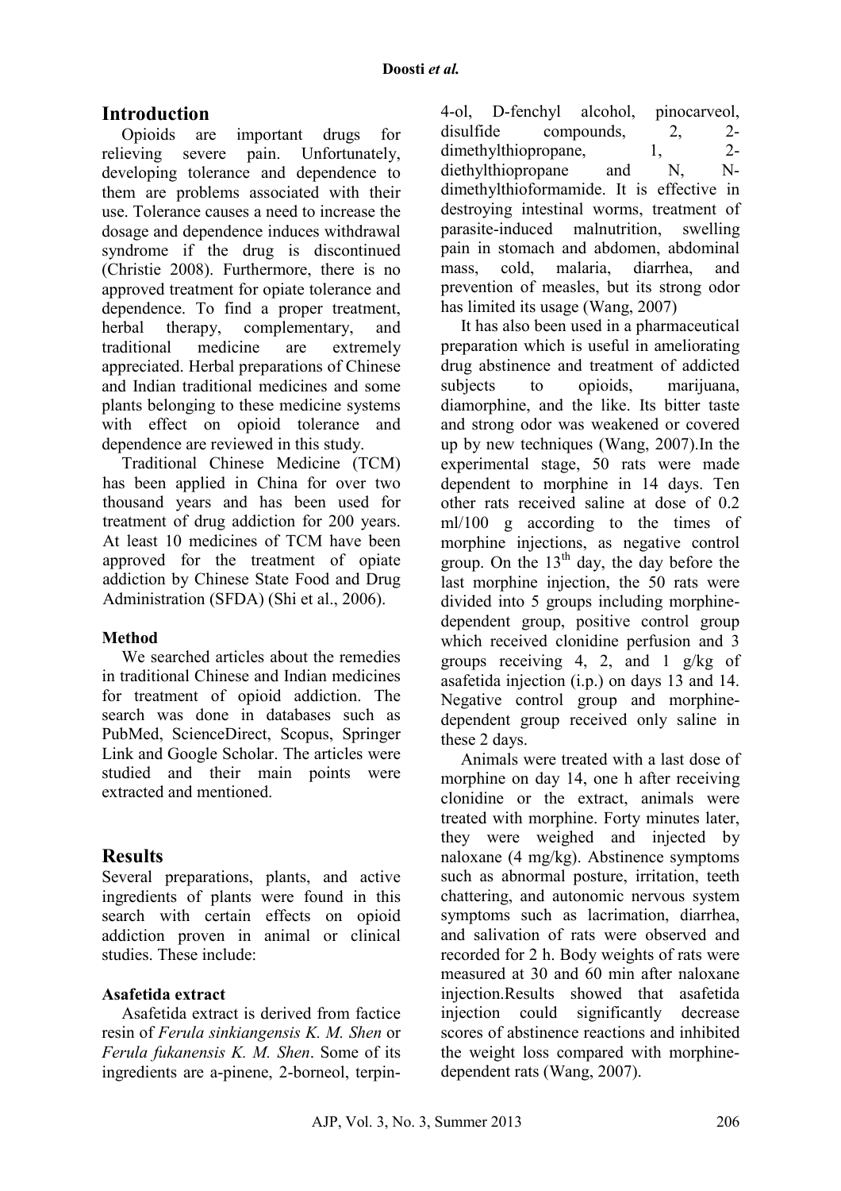## Introduction

Opioids are important drugs for relieving severe pain. Unfortunately, developing tolerance and dependence to them are problems associated with their use. Tolerance causes a need to increase the dosage and dependence induces withdrawal syndrome if the drug is discontinued (Christie 2008). Furthermore, there is no approved treatment for opiate tolerance and dependence. To find a proper treatment, herbal therapy, complementary, and traditional medicine are extremely appreciated. Herbal preparations of Chinese and Indian traditional medicines and some plants belonging to these medicine systems with effect on opioid tolerance and dependence are reviewed in this study.

Traditional Chinese Medicine (TCM) has been applied in China for over two thousand years and has been used for treatment of drug addiction for 200 years. At least 10 medicines of TCM have been approved for the treatment of opiate addiction by Chinese State Food and Drug Administration (SFDA) (Shi et al., 2006).

### Method

We searched articles about the remedies in traditional Chinese and Indian medicines for treatment of opioid addiction. The search was done in databases such as PubMed, ScienceDirect, Scopus, Springer Link and Google Scholar. The articles were studied and their main points were extracted and mentioned.

## Results

Several preparations, plants, and active ingredients of plants were found in this search with certain effects on opioid addiction proven in animal or clinical studies. These include:

### Asafetida extract

Asafetida extract is derived from factice resin of *Ferula sinkiangensis K. M. Shen* or *Ferula fukanensis K. M. Shen*. Some of its ingredients are a-pinene, 2-borneol, terpin-4-ol, D-fenchyl alcohol, pinocarveol, disulfide compounds, 2, 2-dimethylthiopropane, 1, 2-diethylthiopropane and N, N-dimethylthioformamide. It is effective in destroying intestinal worms, treatment of parasite-induced malnutrition, swelling pain in stomach and abdomen, abdominal mass, cold, malaria, diarrhea, and prevention of measles, but its strong odor has limited its usage (Wang, 2007)

It has also been used in a pharmaceutical preparation which is useful in ameliorating drug abstinence and treatment of addicted subjects to opioids, marijuana, diamorphine, and the like. Its bitter taste and strong odor was weakened or covered up by new techniques (Wang, 2007).In the experimental stage, 50 rats were made dependent to morphine in 14 days. Ten other rats received saline at dose of 0.2 ml/100 g according to the times of morphine injections, as negative control group. On the $13^{th}$ day, the day before the last morphine injection, the 50 rats were divided into 5 groups including morphine-dependent group, positive control group which received clonidine perfusion and 3 groups receiving 4, 2, and 1 g/kg of asafetida injection (i.p.) on days 13 and 14. Negative control group and morphine-dependent group received only saline in these 2 days.

Animals were treated with a last dose of morphine on day 14, one h after receiving clonidine or the extract, animals were treated with morphine. Forty minutes later, they were weighed and injected by naloxane (4 mg/kg). Abstinence symptoms such as abnormal posture, irritation, teeth chattering, and autonomic nervous system symptoms such as lacrimation, diarrhea, and salivation of rats were observed and recorded for 2 h. Body weights of rats were measured at 30 and 60 min after naloxane injection.Results showed that asafetida injection could significantly decrease scores of abstinence reactions and inhibited the weight loss compared with morphine-dependent rats (Wang, 2007).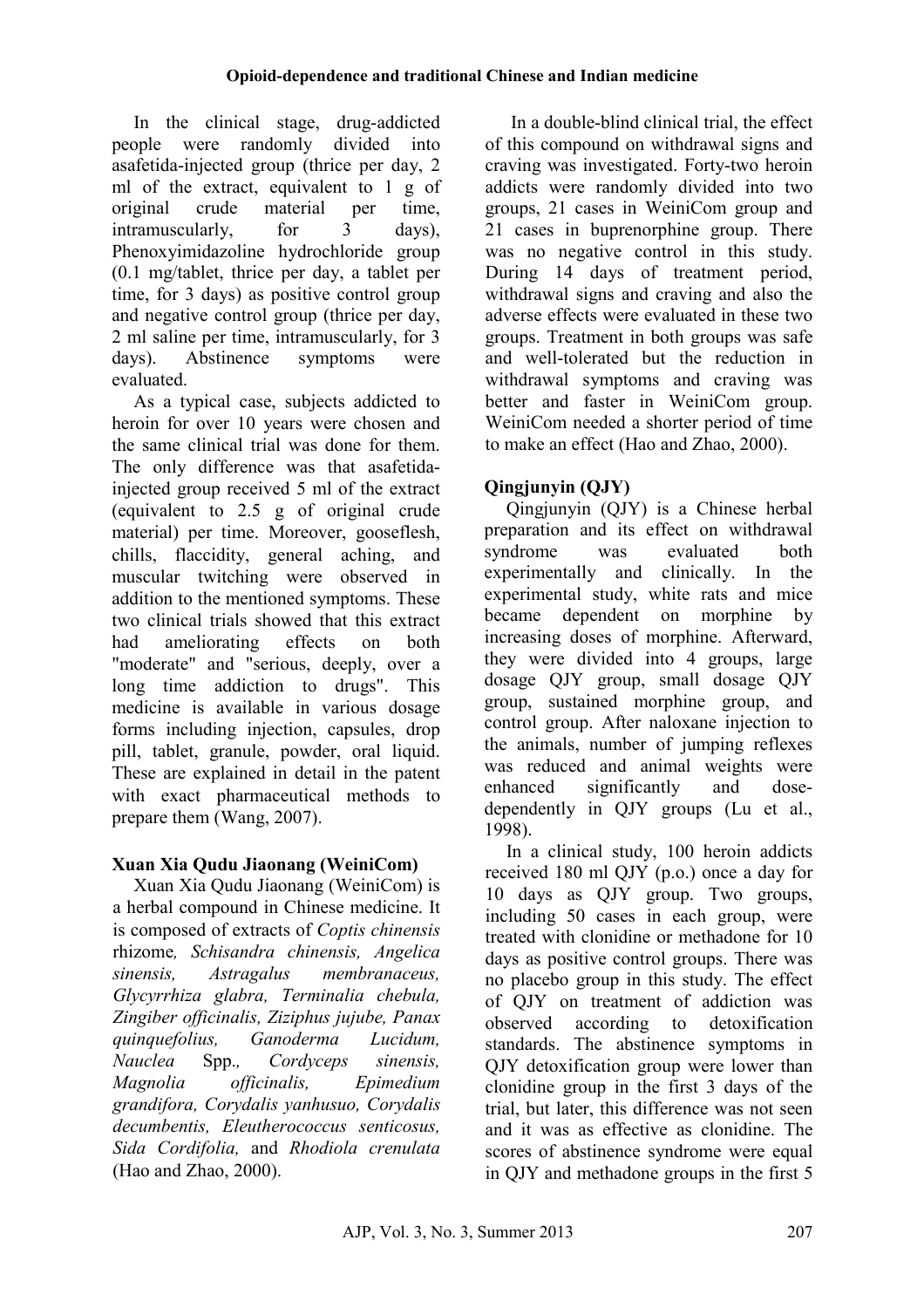In the clinical stage, drug-addicted people were randomly divided into asafetida-injected group (thrice per day, 2 ml of the extract, equivalent to 1 g of original crude material per time, intramuscularly, for 3 days), Phenoxyimidazoline hydrochloride group (0.1 mg/tablet, thrice per day, a tablet per time, for 3 days) as positive control group and negative control group (thrice per day, 2 ml saline per time, intramuscularly, for 3 days). Abstinence symptoms were evaluated.

As a typical case, subjects addicted to heroin for over 10 years were chosen and the same clinical trial was done for them. The only difference was that asafetida-injected group received 5 ml of the extract (equivalent to 2.5 g of original crude material) per time. Moreover, gooseflesh, chills, flaccidity, general aching, and muscular twitching were observed in addition to the mentioned symptoms. These two clinical trials showed that this extract had ameliorating effects on both "moderate" and "serious, deeply, over a long time addiction to drugs". This medicine is available in various dosage forms including injection, capsules, drop pill, tablet, granule, powder, oral liquid. These are explained in detail in the patent with exact pharmaceutical methods to prepare them (Wang, 2007).

### Xuan Xia Qudu Jiaonang (WeiniCom)

Xuan Xia Qudu Jiaonang (WeiniCom) is a herbal compound in Chinese medicine. It is composed of extracts of *Coptis chinensis* rhizome*, Schisandra chinensis, Angelica sinensis, Astragalus membranaceus, Glycyrrhiza glabra, Terminalia chebula, Zingiber officinalis, Ziziphus jujube, Panax quinquefolius, Ganoderma Lucidum, Nauclea* Spp.*, Cordyceps sinensis, Magnolia officinalis, Epimedium grandifora, Corydalis yanhusuo, Corydalis decumbentis, Eleutherococcus senticosus, Sida Cordifolia,* and *Rhodiola crenulata* (Hao and Zhao, 2000).

In a double-blind clinical trial, the effect of this compound on withdrawal signs and craving was investigated. Forty-two heroin addicts were randomly divided into two groups, 21 cases in WeiniCom group and 21 cases in buprenorphine group. There was no negative control in this study. During 14 days of treatment period, withdrawal signs and craving and also the adverse effects were evaluated in these two groups. Treatment in both groups was safe and well-tolerated but the reduction in withdrawal symptoms and craving was better and faster in WeiniCom group. WeiniCom needed a shorter period of time to make an effect (Hao and Zhao, 2000).

### Qingjunyin (QJY)

Qingjunyin (QJY) is a Chinese herbal preparation and its effect on withdrawal syndrome was evaluated both experimentally and clinically. In the experimental study, white rats and mice became dependent on morphine by increasing doses of morphine. Afterward, they were divided into 4 groups, large dosage QJY group, small dosage QJY group, sustained morphine group, and control group. After naloxane injection to the animals, number of jumping reflexes was reduced and animal weights were enhanced significantly and dose-dependently in QJY groups (Lu et al., 1998).

In a clinical study, 100 heroin addicts received 180 ml QJY (p.o.) once a day for 10 days as QJY group. Two groups, including 50 cases in each group, were treated with clonidine or methadone for 10 days as positive control groups. There was no placebo group in this study. The effect of QJY on treatment of addiction was observed according to detoxification standards. The abstinence symptoms in QJY detoxification group were lower than clonidine group in the first 3 days of the trial, but later, this difference was not seen and it was as effective as clonidine. The scores of abstinence syndrome were equal in QJY and methadone groups in the first 5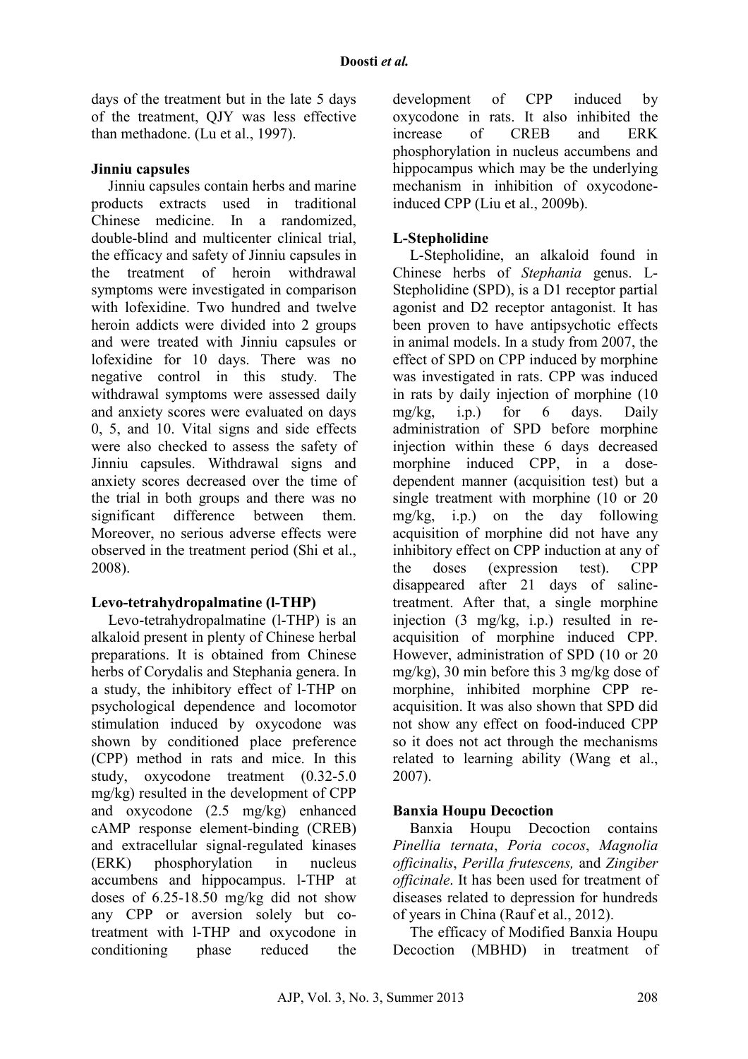days of the treatment but in the late 5 days of the treatment, QJY was less effective than methadone. (Lu et al., 1997).

### Jinniu capsules

Jinniu capsules contain herbs and marine products extracts used in traditional Chinese medicine. In a randomized, double-blind and multicenter clinical trial, the efficacy and safety of Jinniu capsules in the treatment of heroin withdrawal symptoms were investigated in comparison with lofexidine. Two hundred and twelve heroin addicts were divided into 2 groups and were treated with Jinniu capsules or lofexidine for 10 days. There was no negative control in this study. The withdrawal symptoms were assessed daily and anxiety scores were evaluated on days 0, 5, and 10. Vital signs and side effects were also checked to assess the safety of Jinniu capsules. Withdrawal signs and anxiety scores decreased over the time of the trial in both groups and there was no significant difference between them. Moreover, no serious adverse effects were observed in the treatment period (Shi et al., 2008).

### Levo-tetrahydropalmatine (l-THP)

Levo-tetrahydropalmatine (l-THP) is an alkaloid present in plenty of Chinese herbal preparations. It is obtained from Chinese herbs of Corydalis and Stephania genera. In a study, the inhibitory effect of l-THP on psychological dependence and locomotor stimulation induced by oxycodone was shown by conditioned place preference (CPP) method in rats and mice. In this study, oxycodone treatment (0.32-5.0 mg/kg) resulted in the development of CPP and oxycodone (2.5 mg/kg) enhanced cAMP response element-binding (CREB) and extracellular signal-regulated kinases (ERK) phosphorylation in nucleus accumbens and hippocampus. l-THP at doses of 6.25-18.50 mg/kg did not show any CPP or aversion solely but co-treatment with l-THP and oxycodone in conditioning phase reduced the development of CPP induced by oxycodone in rats. It also inhibited the increase of CREB and ERK phosphorylation in nucleus accumbens and hippocampus which may be the underlying mechanism in inhibition of oxycodone-induced CPP (Liu et al., 2009b).

### L-Stepholidine

L-Stepholidine, an alkaloid found in Chinese herbs of *Stephania* genus. L-Stepholidine (SPD), is a D1 receptor partial agonist and D2 receptor antagonist. It has been proven to have antipsychotic effects in animal models. In a study from 2007, the effect of SPD on CPP induced by morphine was investigated in rats. CPP was induced in rats by daily injection of morphine (10 mg/kg, i.p.) for 6 days. Daily administration of SPD before morphine injection within these 6 days decreased morphine induced CPP, in a dose-dependent manner (acquisition test) but a single treatment with morphine (10 or 20 mg/kg, i.p.) on the day following acquisition of morphine did not have any inhibitory effect on CPP induction at any of the doses (expression test). CPP disappeared after 21 days of saline-treatment. After that, a single morphine injection (3 mg/kg, i.p.) resulted in re-acquisition of morphine induced CPP. However, administration of SPD (10 or 20 mg/kg), 30 min before this 3 mg/kg dose of morphine, inhibited morphine CPP re-acquisition. It was also shown that SPD did not show any effect on food-induced CPP so it does not act through the mechanisms related to learning ability (Wang et al., 2007).

### Banxia Houpu Decoction

Banxia Houpu Decoction contains *Pinellia ternata*, *Poria cocos*, *Magnolia officinalis*, *Perilla frutescens,* and *Zingiber officinale*. It has been used for treatment of diseases related to depression for hundreds of years in China (Rauf et al., 2012).

The efficacy of Modified Banxia Houpu Decoction (MBHD) in treatment of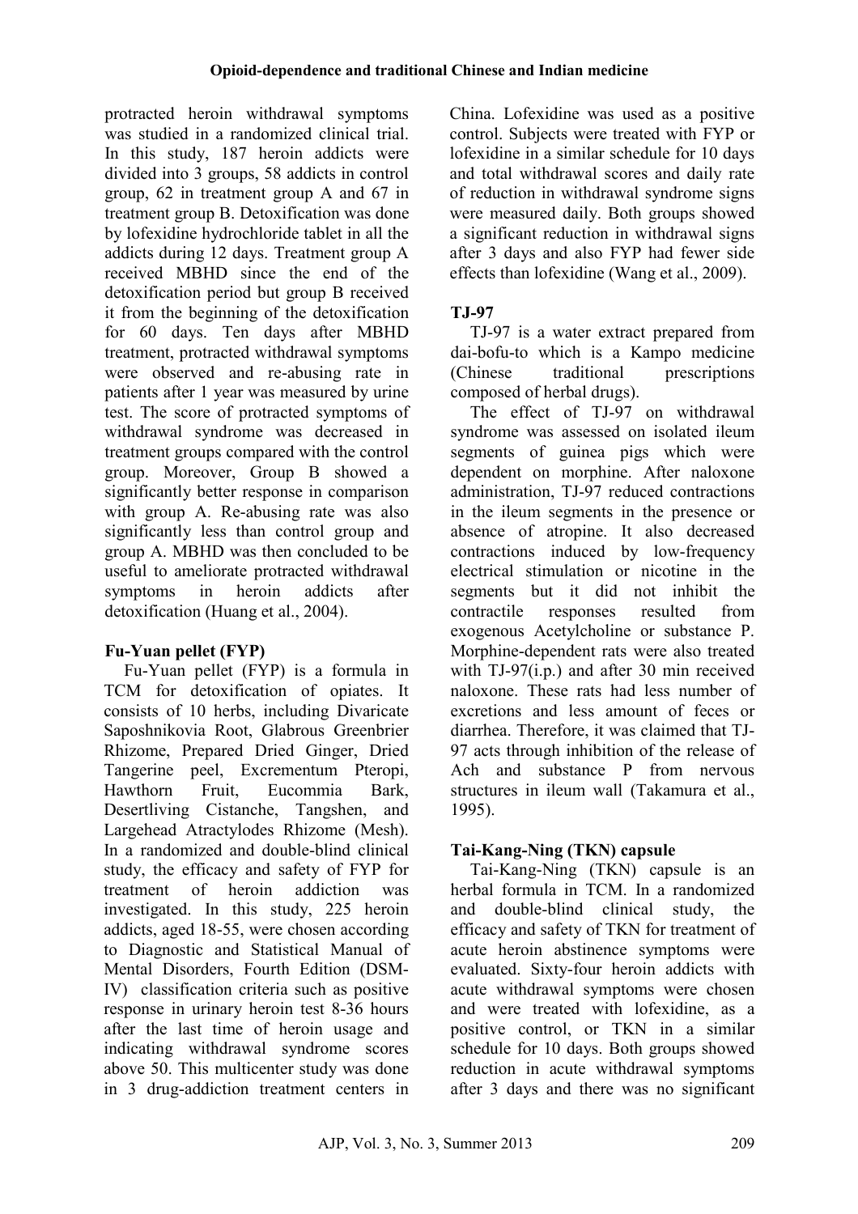protracted heroin withdrawal symptoms was studied in a randomized clinical trial. In this study, 187 heroin addicts were divided into 3 groups, 58 addicts in control group, 62 in treatment group A and 67 in treatment group B. Detoxification was done by lofexidine hydrochloride tablet in all the addicts during 12 days. Treatment group A received MBHD since the end of the detoxification period but group B received it from the beginning of the detoxification for 60 days. Ten days after MBHD treatment, protracted withdrawal symptoms were observed and re-abusing rate in patients after 1 year was measured by urine test. The score of protracted symptoms of withdrawal syndrome was decreased in treatment groups compared with the control group. Moreover, Group B showed a significantly better response in comparison with group A. Re-abusing rate was also significantly less than control group and group A. MBHD was then concluded to be useful to ameliorate protracted withdrawal symptoms in heroin addicts after detoxification (Huang et al., 2004).

### Fu-Yuan pellet (FYP)

Fu-Yuan pellet (FYP) is a formula in TCM for detoxification of opiates. It consists of 10 herbs, including Divaricate Saposhnikovia Root, Glabrous Greenbrier Rhizome, Prepared Dried Ginger, Dried Tangerine peel, Excrementum Pteropi, Hawthorn Fruit, Eucommia Bark, Desertliving Cistanche, Tangshen, and Largehead Atractylodes Rhizome (Mesh). In a randomized and double-blind clinical study, the efficacy and safety of FYP for treatment of heroin addiction was investigated. In this study, 225 heroin addicts, aged 18-55, were chosen according to Diagnostic and Statistical Manual of Mental Disorders, Fourth Edition (DSM-IV) classification criteria such as positive response in urinary heroin test 8-36 hours after the last time of heroin usage and indicating withdrawal syndrome scores above 50. This multicenter study was done in 3 drug-addiction treatment centers in China. Lofexidine was used as a positive control. Subjects were treated with FYP or lofexidine in a similar schedule for 10 days and total withdrawal scores and daily rate of reduction in withdrawal syndrome signs were measured daily. Both groups showed a significant reduction in withdrawal signs after 3 days and also FYP had fewer side effects than lofexidine (Wang et al., 2009).

### TJ-97

TJ-97 is a water extract prepared from dai-bofu-to which is a Kampo medicine (Chinese traditional prescriptions composed of herbal drugs).

The effect of TJ-97 on withdrawal syndrome was assessed on isolated ileum segments of guinea pigs which were dependent on morphine. After naloxone administration, TJ-97 reduced contractions in the ileum segments in the presence or absence of atropine. It also decreased contractions induced by low-frequency electrical stimulation or nicotine in the segments but it did not inhibit the contractile responses resulted from exogenous Acetylcholine or substance P. Morphine-dependent rats were also treated with TJ-97(i.p.) and after 30 min received naloxone. These rats had less number of excretions and less amount of feces or diarrhea. Therefore, it was claimed that TJ-97 acts through inhibition of the release of Ach and substance P from nervous structures in ileum wall (Takamura et al., 1995).

### Tai-Kang-Ning (TKN) capsule

Tai-Kang-Ning (TKN) capsule is an herbal formula in TCM. In a randomized and double-blind clinical study, the efficacy and safety of TKN for treatment of acute heroin abstinence symptoms were evaluated. Sixty-four heroin addicts with acute withdrawal symptoms were chosen and were treated with lofexidine, as a positive control, or TKN in a similar schedule for 10 days. Both groups showed reduction in acute withdrawal symptoms after 3 days and there was no significant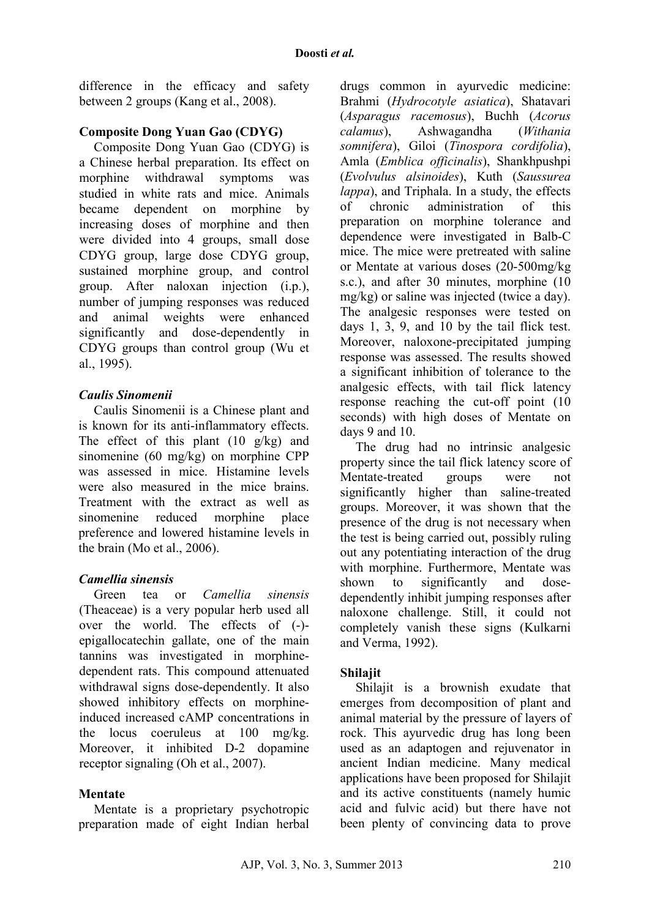difference in the efficacy and safety between 2 groups (Kang et al., 2008).

### Composite Dong Yuan Gao (CDYG)

Composite Dong Yuan Gao (CDYG) is a Chinese herbal preparation. Its effect on morphine withdrawal symptoms was studied in white rats and mice. Animals became dependent on morphine by increasing doses of morphine and then were divided into 4 groups, small dose CDYG group, large dose CDYG group, sustained morphine group, and control group. After naloxan injection (i.p.), number of jumping responses was reduced and animal weights were enhanced significantly and dose-dependently in CDYG groups than control group (Wu et al., 1995).

### *Caulis Sinomenii*

Caulis Sinomenii is a Chinese plant and is known for its anti-inflammatory effects. The effect of this plant (10 g/kg) and sinomenine (60 mg/kg) on morphine CPP was assessed in mice. Histamine levels were also measured in the mice brains. Treatment with the extract as well as sinomenine reduced morphine place preference and lowered histamine levels in the brain (Mo et al., 2006).

### *Camellia sinensis*

Green tea or *Camellia sinensis* (Theaceae) is a very popular herb used all over the world. The effects of (-)-epigallocatechin gallate, one of the main tannins was investigated in morphine-dependent rats. This compound attenuated withdrawal signs dose-dependently. It also showed inhibitory effects on morphine-induced increased cAMP concentrations in the locus coeruleus at 100 mg/kg. Moreover, it inhibited D-2 dopamine receptor signaling (Oh et al., 2007).

### Mentate

Mentate is a proprietary psychotropic preparation made of eight Indian herbal drugs common in ayurvedic medicine: Brahmi (*Hydrocotyle asiatica*), Shatavari (*Asparagus racemosus*), Buchh (*Acorus calamus*), Ashwagandha (*Withania somnifera*), Giloi (*Tinospora cordifolia*), Amla (*Emblica officinalis*), Shankhpushpi (*Evolvulus alsinoides*), Kuth (*Saussurea lappa*), and Triphala. In a study, the effects of chronic administration of this preparation on morphine tolerance and dependence were investigated in Balb-C mice. The mice were pretreated with saline or Mentate at various doses (20-500mg/kg s.c.), and after 30 minutes, morphine (10 mg/kg) or saline was injected (twice a day). The analgesic responses were tested on days 1, 3, 9, and 10 by the tail flick test. Moreover, naloxone-precipitated jumping response was assessed. The results showed a significant inhibition of tolerance to the analgesic effects, with tail flick latency response reaching the cut-off point (10 seconds) with high doses of Mentate on days 9 and 10.

The drug had no intrinsic analgesic property since the tail flick latency score of Mentate-treated groups were not significantly higher than saline-treated groups. Moreover, it was shown that the presence of the drug is not necessary when the test is being carried out, possibly ruling out any potentiating interaction of the drug with morphine. Furthermore, Mentate was shown to significantly and dose-dependently inhibit jumping responses after naloxone challenge. Still, it could not completely vanish these signs (Kulkarni and Verma, 1992).

### Shilajit

Shilajit is a brownish exudate that emerges from decomposition of plant and animal material by the pressure of layers of rock. This ayurvedic drug has long been used as an adaptogen and rejuvenator in ancient Indian medicine. Many medical applications have been proposed for Shilajit and its active constituents (namely humic acid and fulvic acid) but there have not been plenty of convincing data to prove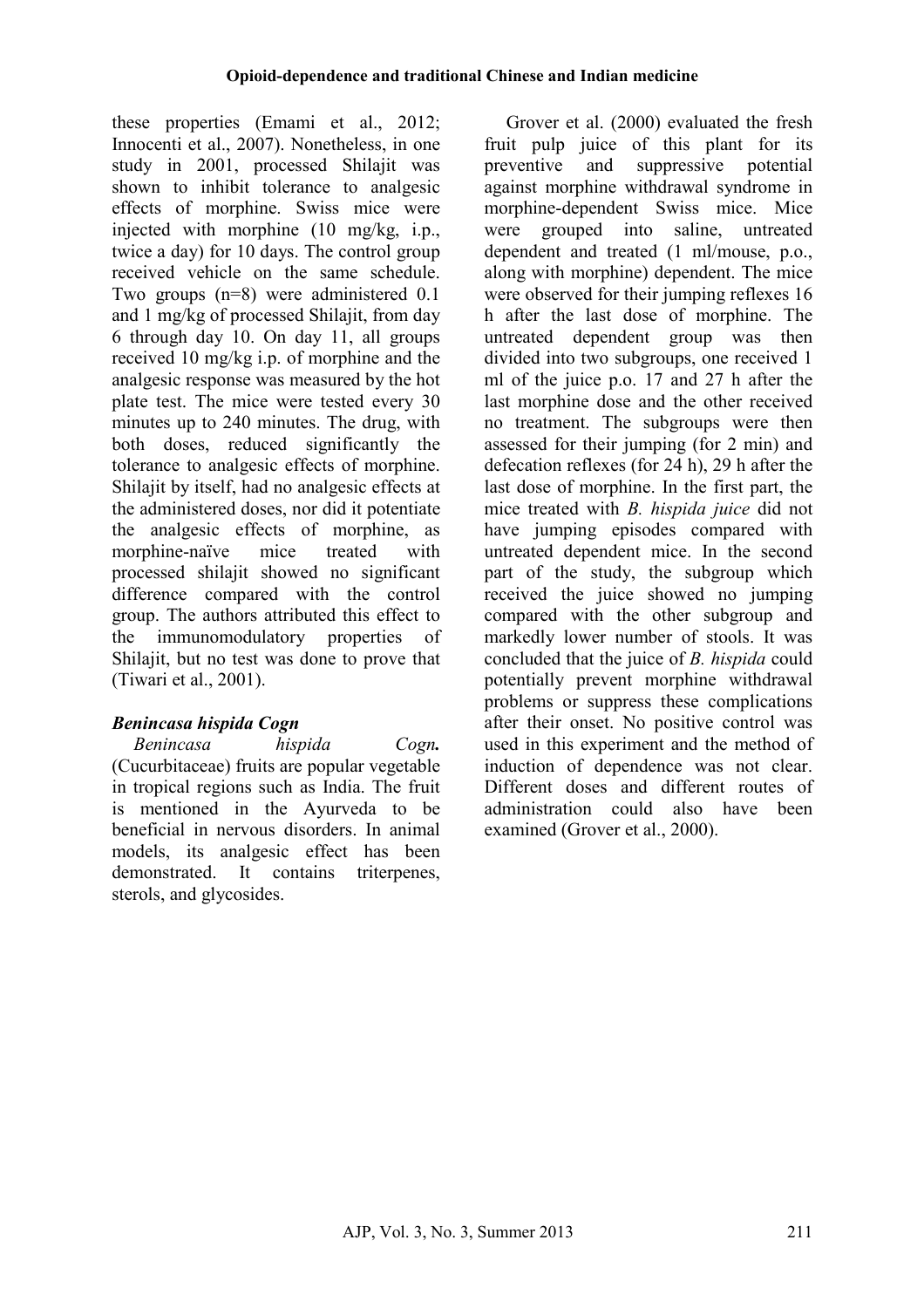these properties (Emami et al., 2012; Innocenti et al., 2007). Nonetheless, in one study in 2001, processed Shilajit was shown to inhibit tolerance to analgesic effects of morphine. Swiss mice were injected with morphine (10 mg/kg, i.p., twice a day) for 10 days. The control group received vehicle on the same schedule. Two groups (n=8) were administered 0.1 and 1 mg/kg of processed Shilajit, from day 6 through day 10. On day 11, all groups received 10 mg/kg i.p. of morphine and the analgesic response was measured by the hot plate test. The mice were tested every 30 minutes up to 240 minutes. The drug, with both doses, reduced significantly the tolerance to analgesic effects of morphine. Shilajit by itself, had no analgesic effects at the administered doses, nor did it potentiate the analgesic effects of morphine, as morphine-naïve mice treated with processed shilajit showed no significant difference compared with the control group. The authors attributed this effect to the immunomodulatory properties of Shilajit, but no test was done to prove that (Tiwari et al., 2001).

### *Benincasa hispida Cogn*

*Benincasa hispida Cogn.* (Cucurbitaceae) fruits are popular vegetable in tropical regions such as India. The fruit is mentioned in the Ayurveda to be beneficial in nervous disorders. In animal models, its analgesic effect has been demonstrated. It contains triterpenes, sterols, and glycosides.

Grover et al. (2000) evaluated the fresh fruit pulp juice of this plant for its preventive and suppressive potential against morphine withdrawal syndrome in morphine-dependent Swiss mice. Mice were grouped into saline, untreated dependent and treated (1 ml/mouse, p.o., along with morphine) dependent. The mice were observed for their jumping reflexes 16 h after the last dose of morphine. The untreated dependent group was then divided into two subgroups, one received 1 ml of the juice p.o. 17 and 27 h after the last morphine dose and the other received no treatment. The subgroups were then assessed for their jumping (for 2 min) and defecation reflexes (for 24 h), 29 h after the last dose of morphine. In the first part, the mice treated with *B. hispida juice* did not have jumping episodes compared with untreated dependent mice. In the second part of the study, the subgroup which received the juice showed no jumping compared with the other subgroup and markedly lower number of stools. It was concluded that the juice of *B. hispida* could potentially prevent morphine withdrawal problems or suppress these complications after their onset. No positive control was used in this experiment and the method of induction of dependence was not clear. Different doses and different routes of administration could also have been examined (Grover et al., 2000).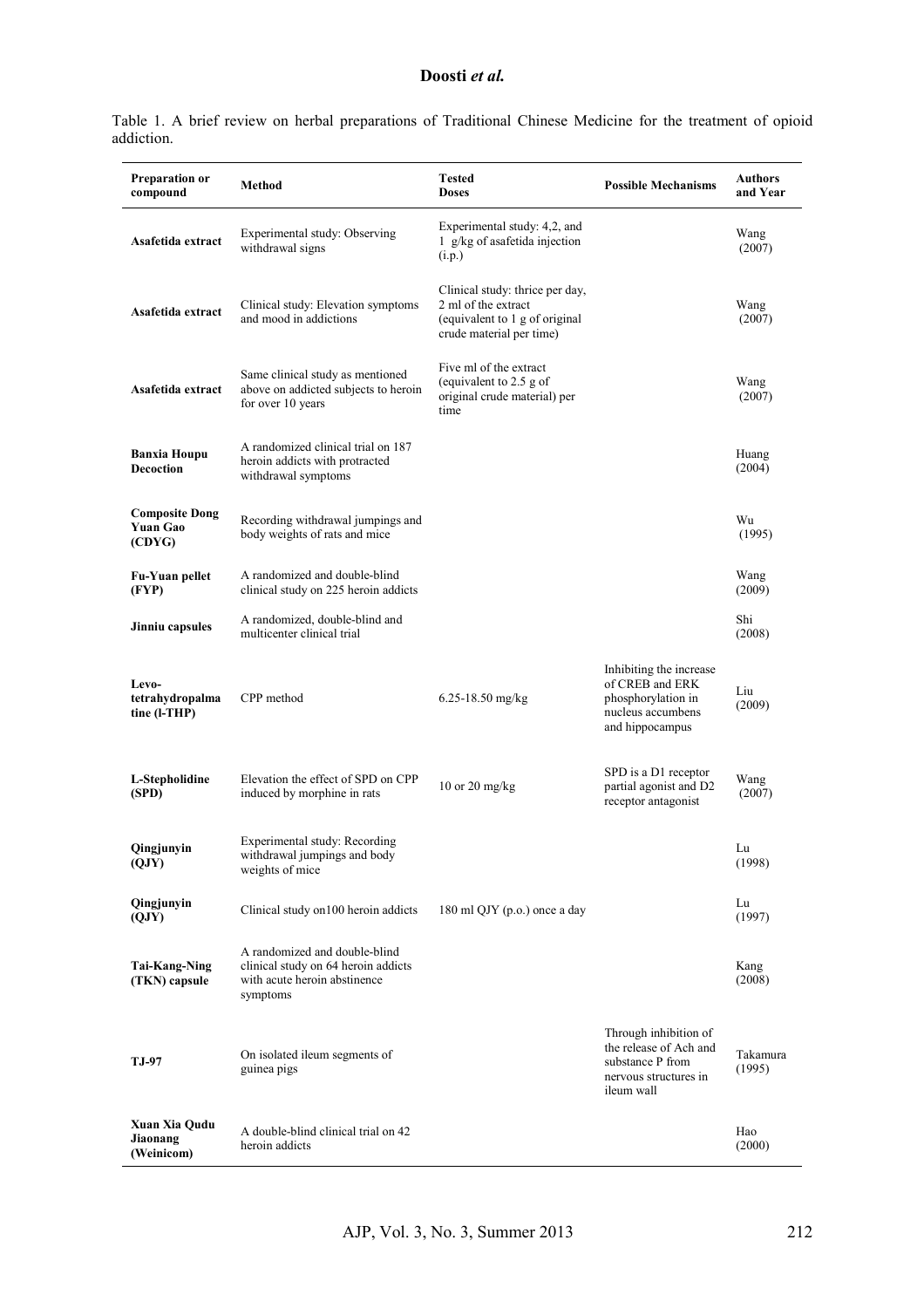Table 1. A brief review on herbal preparations of Traditional Chinese Medicine for the treatment of opioid addiction.

| Preparation or compound | Method | Tested Doses | Possible Mechanisms | Authors and Year |
|---|---|---|---|---|
| **Asafetida extract** | Experimental study: Observing withdrawal signs | Experimental study: 4,2, and 1 g/kg of asafetida injection (i.p.) | | Wang (2007) |
| **Asafetida extract** | Clinical study: Elevation symptoms and mood in addictions | Clinical study: thrice per day, 2 ml of the extract (equivalent to 1 g of original crude material per time) | | Wang (2007) |
| **Asafetida extract** | Same clinical study as mentioned above on addicted subjects to heroin for over 10 years | Five ml of the extract (equivalent to 2.5 g of original crude material) per time | | Wang (2007) |
| **Banxia Houpu Decoction** | A randomized clinical trial on 187 heroin addicts with protracted withdrawal symptoms | | | Huang (2004) |
| **Composite Dong Yuan Gao (CDYG)** | Recording withdrawal jumpings and body weights of rats and mice | | | Wu (1995) |
| **Fu-Yuan pellet (FYP)** | A randomized and double-blind clinical study on 225 heroin addicts | | | Wang (2009) |
| **Jinniu capsules** | A randomized, double-blind and multicenter clinical trial | | | Shi (2008) |
| **Levo-tetrahydropalmatine (l-THP)** | CPP method | 6.25-18.50 mg/kg | Inhibiting the increase of CREB and ERK phosphorylation in nucleus accumbens and hippocampus | Liu (2009) |
| **L-Stepholidine (SPD)** | Elevation the effect of SPD on CPP induced by morphine in rats | 10 or 20 mg/kg | SPD is a D1 receptor partial agonist and D2 receptor antagonist | Wang (2007) |
| **Qingjunyin (QJY)** | Experimental study: Recording withdrawal jumpings and body weights of mice | | | Lu (1998) |
| **Qingjunyin (QJY)** | Clinical study on100 heroin addicts | 180 ml QJY (p.o.) once a day | | Lu (1997) |
| **Tai-Kang-Ning (TKN) capsule** | A randomized and double-blind clinical study on 64 heroin addicts with acute heroin abstinence symptoms | | | Kang (2008) |
| **TJ-97** | On isolated ileum segments of guinea pigs | | Through inhibition of the release of Ach and substance P from nervous structures in ileum wall | Takamura (1995) |
| **Xuan Xia Qudu Jiaonang (Weinicom)** | A double-blind clinical trial on 42 heroin addicts | | | Hao (2000) |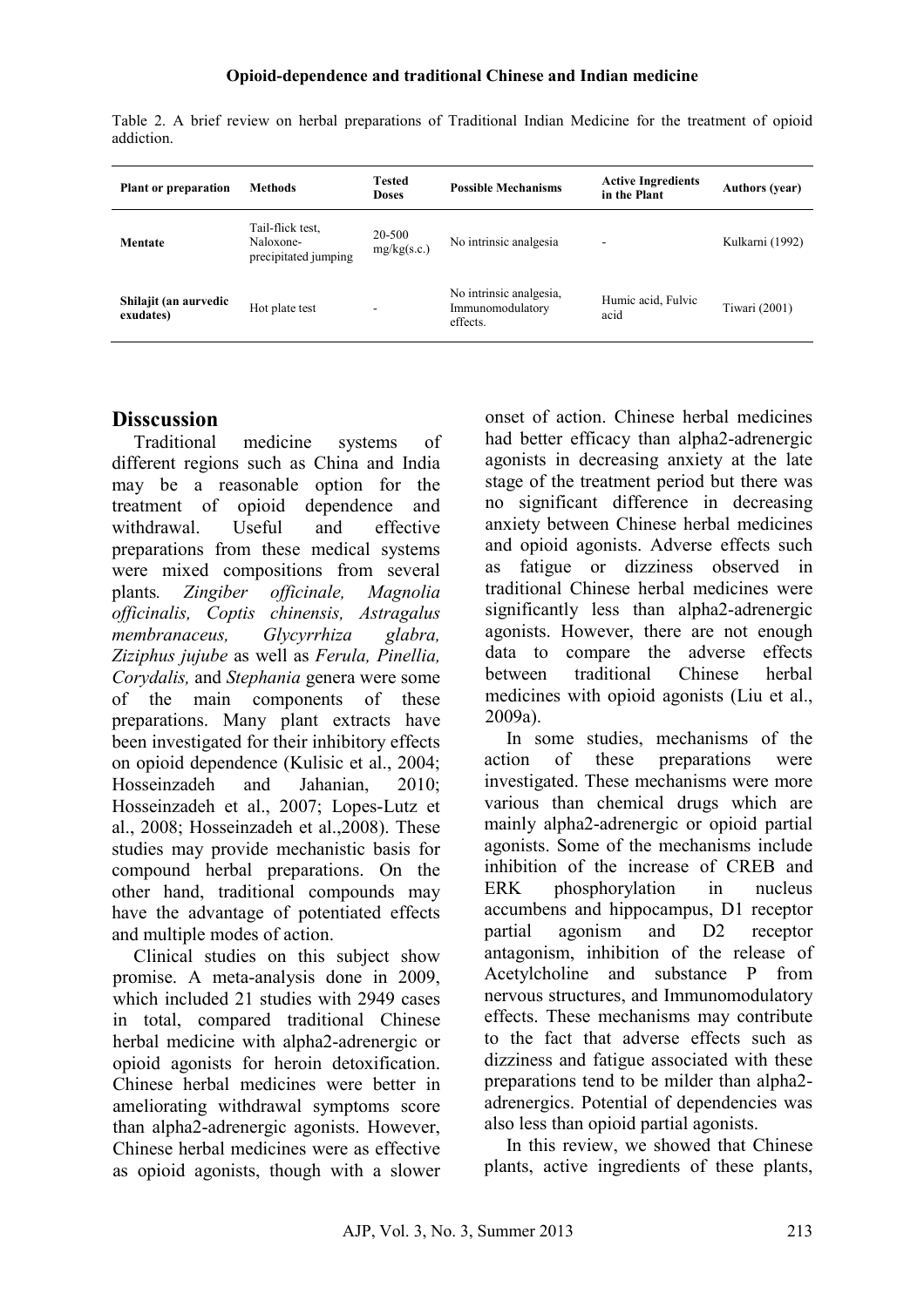Table 2. A brief review on herbal preparations of Traditional Indian Medicine for the treatment of opioid addiction.

| Plant or preparation | Methods | Tested Doses | Possible Mechanisms | Active Ingredients in the Plant | Authors (year) |
|---|---|---|---|---|---|
| Mentate | Tail-flick test, Naloxone-precipitated jumping | 20-500 mg/kg(s.c.) | No intrinsic analgesia | - | Kulkarni (1992) |
| Shilajit (an aurvedic exudates) | Hot plate test | - | No intrinsic analgesia, Immunomodulatory effects. | Humic acid, Fulvic acid | Tiwari (2001) |

## Disscussion

Traditional medicine systems of different regions such as China and India may be a reasonable option for the treatment of opioid dependence and withdrawal. Useful and effective preparations from these medical systems were mixed compositions from several plants. *Zingiber officinale, Magnolia officinalis, Coptis chinensis, Astragalus membranaceus, Glycyrrhiza glabra, Ziziphus jujube* as well as *Ferula, Pinellia, Corydalis,* and *Stephania* genera were some of the main components of these preparations. Many plant extracts have been investigated for their inhibitory effects on opioid dependence (Kulisic et al., 2004; Hosseinzadeh and Jahanian, 2010; Hosseinzadeh et al., 2007; Lopes-Lutz et al., 2008; Hosseinzadeh et al.,2008). These studies may provide mechanistic basis for compound herbal preparations. On the other hand, traditional compounds may have the advantage of potentiated effects and multiple modes of action.

Clinical studies on this subject show promise. A meta-analysis done in 2009, which included 21 studies with 2949 cases in total, compared traditional Chinese herbal medicine with alpha2-adrenergic or opioid agonists for heroin detoxification. Chinese herbal medicines were better in ameliorating withdrawal symptoms score than alpha2-adrenergic agonists. However, Chinese herbal medicines were as effective as opioid agonists, though with a slower onset of action. Chinese herbal medicines had better efficacy than alpha2-adrenergic agonists in decreasing anxiety at the late stage of the treatment period but there was no significant difference in decreasing anxiety between Chinese herbal medicines and opioid agonists. Adverse effects such as fatigue or dizziness observed in traditional Chinese herbal medicines were significantly less than alpha2-adrenergic agonists. However, there are not enough data to compare the adverse effects between traditional Chinese herbal medicines with opioid agonists (Liu et al., 2009a).

In some studies, mechanisms of the action of these preparations were investigated. These mechanisms were more various than chemical drugs which are mainly alpha2-adrenergic or opioid partial agonists. Some of the mechanisms include inhibition of the increase of CREB and ERK phosphorylation in nucleus accumbens and hippocampus, D1 receptor partial agonism and D2 receptor antagonism, inhibition of the release of Acetylcholine and substance P from nervous structures, and Immunomodulatory effects. These mechanisms may contribute to the fact that adverse effects such as dizziness and fatigue associated with these preparations tend to be milder than alpha2-adrenergics. Potential of dependencies was also less than opioid partial agonists.

In this review, we showed that Chinese plants, active ingredients of these plants,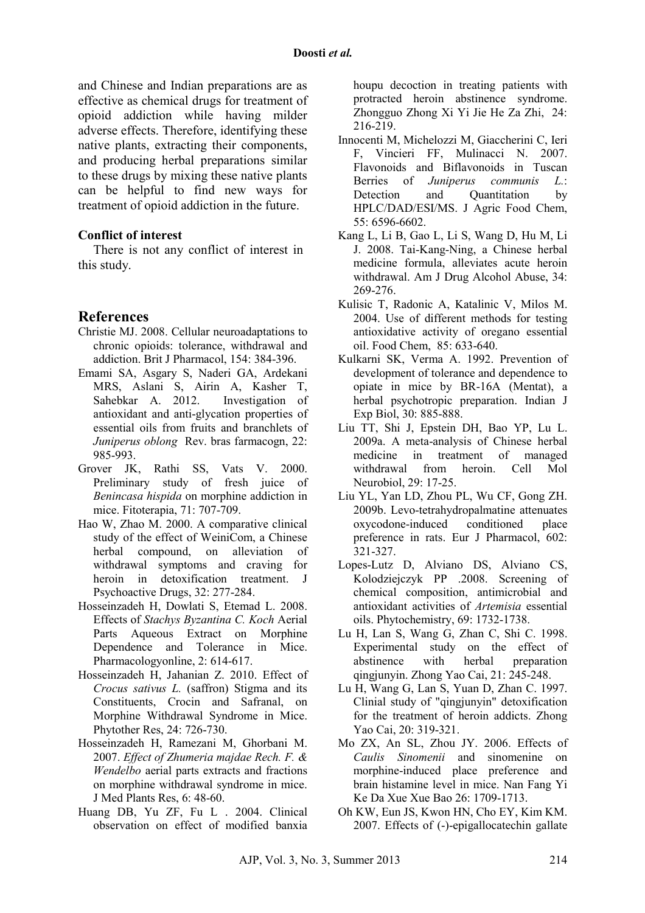and Chinese and Indian preparations are as effective as chemical drugs for treatment of opioid addiction while having milder adverse effects. Therefore, identifying these native plants, extracting their components, and producing herbal preparations similar to these drugs by mixing these native plants can be helpful to find new ways for treatment of opioid addiction in the future.

**Conflict of interest**

There is not any conflict of interest in this study.

## References

Christie MJ. 2008. Cellular neuroadaptations to chronic opioids: tolerance, withdrawal and addiction. Brit J Pharmacol, 154: 384-396.

Emami SA, Asgary S, Naderi GA, Ardekani MRS, Aslani S, Airin A, Kasher T, Sahebkar A. 2012. Investigation of antioxidant and anti-glycation properties of essential oils from fruits and branchlets of *Juniperus oblong* Rev. bras farmacogn, 22: 985-993.

Grover JK, Rathi SS, Vats V. 2000. Preliminary study of fresh juice of *Benincasa hispida* on morphine addiction in mice. Fitoterapia, 71: 707-709.

Hao W, Zhao M. 2000. A comparative clinical study of the effect of WeiniCom, a Chinese herbal compound, on alleviation of withdrawal symptoms and craving for heroin in detoxification treatment. J Psychoactive Drugs, 32: 277-284.

Hosseinzadeh H, Dowlati S, Etemad L. 2008. Effects of *Stachys Byzantina C. Koch* Aerial Parts Aqueous Extract on Morphine Dependence and Tolerance in Mice. Pharmacologyonline, 2: 614-617.

Hosseinzadeh H, Jahanian Z. 2010. Effect of *Crocus sativus L.* (saffron) Stigma and its Constituents, Crocin and Safranal, on Morphine Withdrawal Syndrome in Mice. Phytother Res, 24: 726-730.

Hosseinzadeh H, Ramezani M, Ghorbani M. 2007. *Effect of Zhumeria majdae Rech. F. & Wendelbo* aerial parts extracts and fractions on morphine withdrawal syndrome in mice. J Med Plants Res, 6: 48-60.

Huang DB, Yu ZF, Fu L . 2004. Clinical observation on effect of modified banxia houpu decoction in treating patients with protracted heroin abstinence syndrome. Zhongguo Zhong Xi Yi Jie He Za Zhi, 24: 216-219.

Innocenti M, Michelozzi M, Giaccherini C, Ieri F, Vincieri FF, Mulinacci N. 2007. Flavonoids and Biflavonoids in Tuscan Berries of *Juniperus communis L.*: Detection and Quantitation by HPLC/DAD/ESI/MS. J Agric Food Chem, 55: 6596-6602.

Kang L, Li B, Gao L, Li S, Wang D, Hu M, Li J. 2008. Tai-Kang-Ning, a Chinese herbal medicine formula, alleviates acute heroin withdrawal. Am J Drug Alcohol Abuse, 34: 269-276.

Kulisic T, Radonic A, Katalinic V, Milos M. 2004. Use of different methods for testing antioxidative activity of oregano essential oil. Food Chem, 85: 633-640.

Kulkarni SK, Verma A. 1992. Prevention of development of tolerance and dependence to opiate in mice by BR-16A (Mentat), a herbal psychotropic preparation. Indian J Exp Biol, 30: 885-888.

Liu TT, Shi J, Epstein DH, Bao YP, Lu L. 2009a. A meta-analysis of Chinese herbal medicine in treatment of managed withdrawal from heroin. Cell Mol Neurobiol, 29: 17-25.

Liu YL, Yan LD, Zhou PL, Wu CF, Gong ZH. 2009b. Levo-tetrahydropalmatine attenuates oxycodone-induced conditioned place preference in rats. Eur J Pharmacol, 602: 321-327.

Lopes-Lutz D, Alviano DS, Alviano CS, Kolodziejczyk PP .2008. Screening of chemical composition, antimicrobial and antioxidant activities of *Artemisia* essential oils. Phytochemistry, 69: 1732-1738.

Lu H, Lan S, Wang G, Zhan C, Shi C. 1998. Experimental study on the effect of abstinence with herbal preparation qingjunyin. Zhong Yao Cai, 21: 245-248.

Lu H, Wang G, Lan S, Yuan D, Zhan C. 1997. Clinial study of "qingjunyin" detoxification for the treatment of heroin addicts. Zhong Yao Cai, 20: 319-321.

Mo ZX, An SL, Zhou JY. 2006. Effects of *Caulis Sinomenii* and sinomenine on morphine-induced place preference and brain histamine level in mice. Nan Fang Yi Ke Da Xue Xue Bao 26: 1709-1713.

Oh KW, Eun JS, Kwon HN, Cho EY, Kim KM. 2007. Effects of (-)-epigallocatechin gallate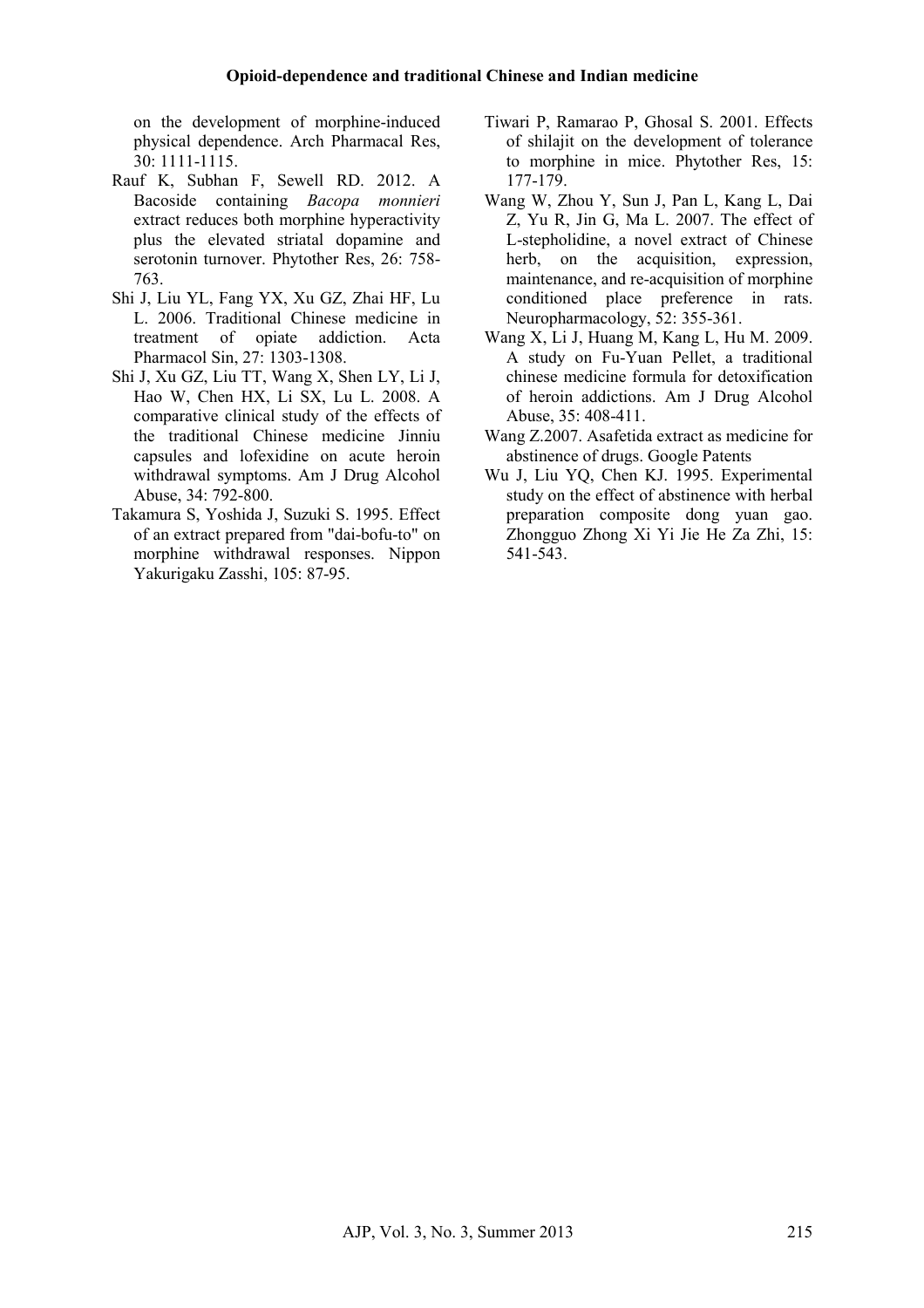on the development of morphine-induced physical dependence. Arch Pharmacal Res, 30: 1111-1115.

Rauf K, Subhan F, Sewell RD. 2012. A Bacoside containing *Bacopa monnieri* extract reduces both morphine hyperactivity plus the elevated striatal dopamine and serotonin turnover. Phytother Res, 26: 758-763.

Shi J, Liu YL, Fang YX, Xu GZ, Zhai HF, Lu L. 2006. Traditional Chinese medicine in treatment of opiate addiction. Acta Pharmacol Sin, 27: 1303-1308.

Shi J, Xu GZ, Liu TT, Wang X, Shen LY, Li J, Hao W, Chen HX, Li SX, Lu L. 2008. A comparative clinical study of the effects of the traditional Chinese medicine Jinniu capsules and lofexidine on acute heroin withdrawal symptoms. Am J Drug Alcohol Abuse, 34: 792-800.

Takamura S, Yoshida J, Suzuki S. 1995. Effect of an extract prepared from "dai-bofu-to" on morphine withdrawal responses. Nippon Yakurigaku Zasshi, 105: 87-95.

Tiwari P, Ramarao P, Ghosal S. 2001. Effects of shilajit on the development of tolerance to morphine in mice. Phytother Res, 15: 177-179.

Wang W, Zhou Y, Sun J, Pan L, Kang L, Dai Z, Yu R, Jin G, Ma L. 2007. The effect of L-stepholidine, a novel extract of Chinese herb, on the acquisition, expression, maintenance, and re-acquisition of morphine conditioned place preference in rats. Neuropharmacology, 52: 355-361.

Wang X, Li J, Huang M, Kang L, Hu M. 2009. A study on Fu-Yuan Pellet, a traditional chinese medicine formula for detoxification of heroin addictions. Am J Drug Alcohol Abuse, 35: 408-411.

Wang Z.2007. Asafetida extract as medicine for abstinence of drugs. Google Patents

Wu J, Liu YQ, Chen KJ. 1995. Experimental study on the effect of abstinence with herbal preparation composite dong yuan gao. Zhongguo Zhong Xi Yi Jie He Za Zhi, 15: 541-543.